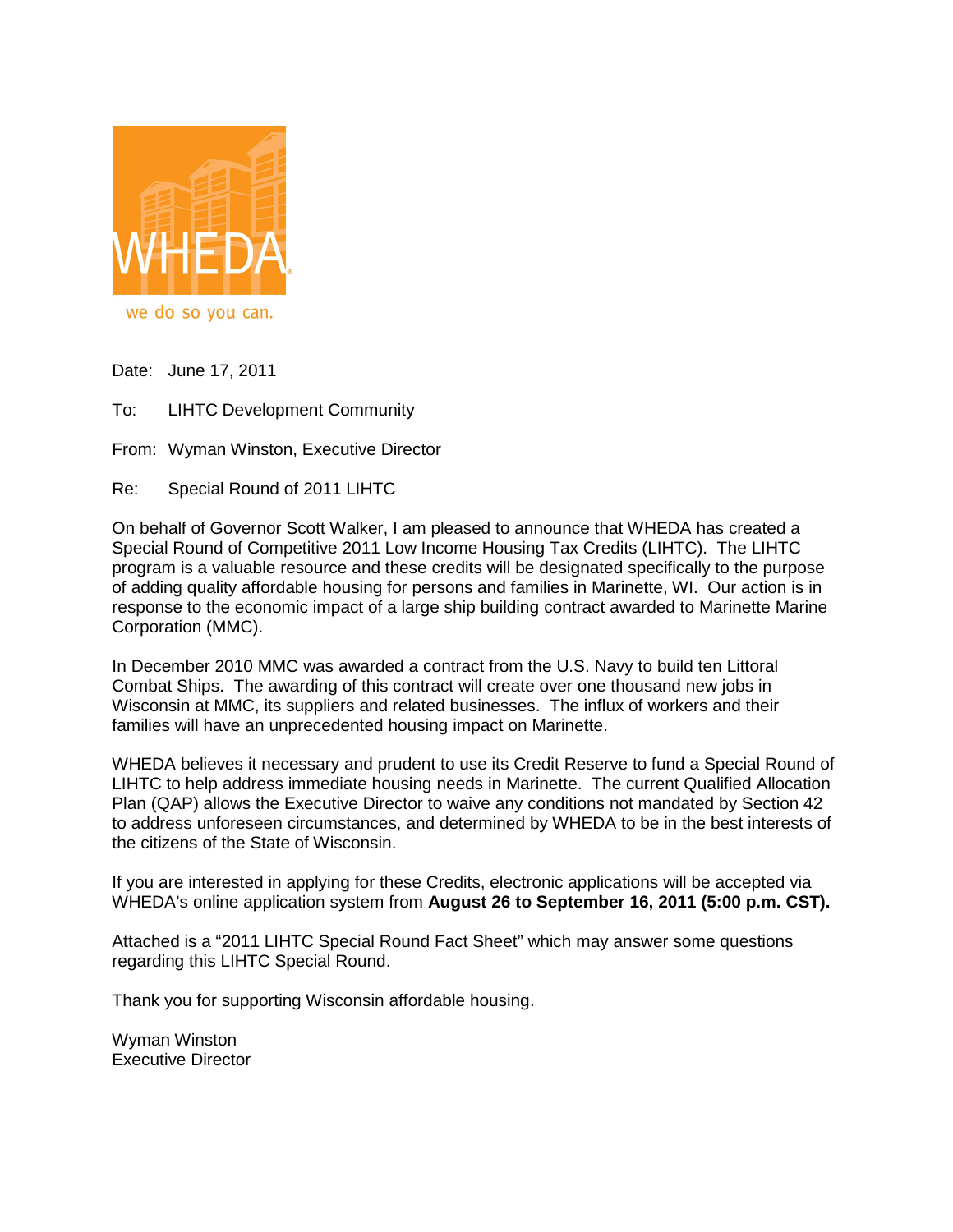WHEDA

we do so you can.

Date: June 17, 2011

To: LIHTC Development Community

From: Wyman Winston, Executive Director

Re: Special Round of 2011 LIHTC

On behalf of Governor Scott Walker, I am pleased to announce that WHEDA has created a Special Round of Competitive 2011 Low Income Housing Tax Credits (LIHTC). The LIHTC program is a valuable resource and these credits will be designated specifically to the purpose of adding quality affordable housing for persons and families in Marinette, WI. Our action is in response to the economic impact of a large ship building contract awarded to Marinette Marine Corporation (MMC).

In December 2010 MMC was awarded a contract from the U.S. Navy to build ten Littoral Combat Ships. The awarding of this contract will create over one thousand new jobs in Wisconsin at MMC, its suppliers and related businesses. The influx of workers and their families will have an unprecedented housing impact on Marinette.

WHEDA believes it necessary and prudent to use its Credit Reserve to fund a Special Round of LIHTC to help address immediate housing needs in Marinette. The current Qualified Allocation Plan (QAP) allows the Executive Director to waive any conditions not mandated by Section 42 to address unforeseen circumstances, and determined by WHEDA to be in the best interests of the citizens of the State of Wisconsin.

If you are interested in applying for these Credits, electronic applications will be accepted via WHEDA's online application system from **August 26 to September 16, 2011 (5:00 p.m. CST).**

Attached is a "2011 LIHTC Special Round Fact Sheet" which may answer some questions regarding this LIHTC Special Round.

Thank you for supporting Wisconsin affordable housing.

Wyman Winston
Executive Director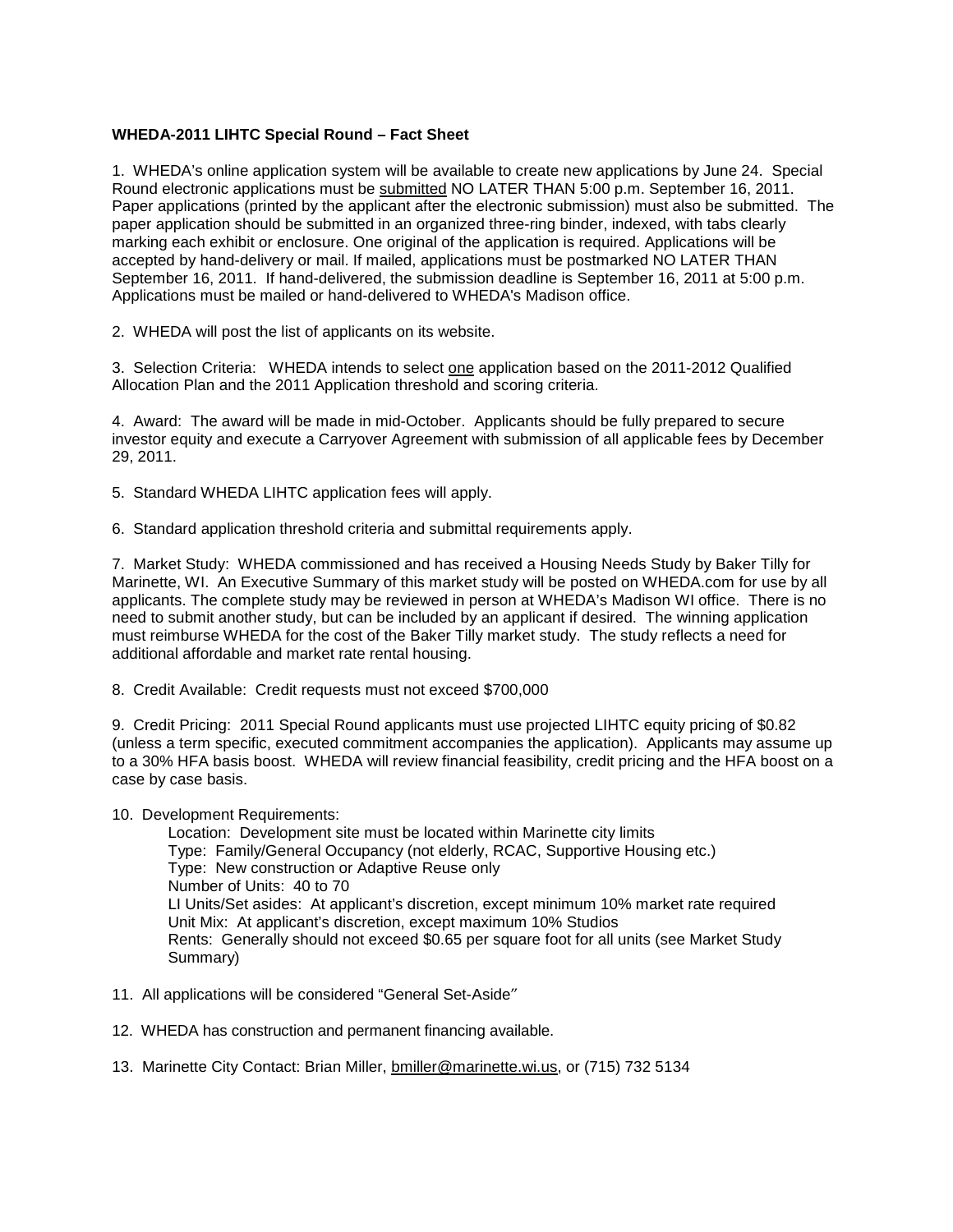**WHEDA-2011 LIHTC Special Round – Fact Sheet**

1. WHEDA's online application system will be available to create new applications by June 24. Special Round electronic applications must be submitted NO LATER THAN 5:00 p.m. September 16, 2011. Paper applications (printed by the applicant after the electronic submission) must also be submitted. The paper application should be submitted in an organized three-ring binder, indexed, with tabs clearly marking each exhibit or enclosure. One original of the application is required. Applications will be accepted by hand-delivery or mail. If mailed, applications must be postmarked NO LATER THAN September 16, 2011. If hand-delivered, the submission deadline is September 16, 2011 at 5:00 p.m. Applications must be mailed or hand-delivered to WHEDA's Madison office.

2. WHEDA will post the list of applicants on its website.

3. Selection Criteria: WHEDA intends to select one application based on the 2011-2012 Qualified Allocation Plan and the 2011 Application threshold and scoring criteria.

4. Award: The award will be made in mid-October. Applicants should be fully prepared to secure investor equity and execute a Carryover Agreement with submission of all applicable fees by December 29, 2011.

5. Standard WHEDA LIHTC application fees will apply.

6. Standard application threshold criteria and submittal requirements apply.

7. Market Study: WHEDA commissioned and has received a Housing Needs Study by Baker Tilly for Marinette, WI. An Executive Summary of this market study will be posted on WHEDA.com for use by all applicants. The complete study may be reviewed in person at WHEDA's Madison WI office. There is no need to submit another study, but can be included by an applicant if desired. The winning application must reimburse WHEDA for the cost of the Baker Tilly market study. The study reflects a need for additional affordable and market rate rental housing.

8. Credit Available: Credit requests must not exceed $700,000

9. Credit Pricing: 2011 Special Round applicants must use projected LIHTC equity pricing of $0.82 (unless a term specific, executed commitment accompanies the application). Applicants may assume up to a 30% HFA basis boost. WHEDA will review financial feasibility, credit pricing and the HFA boost on a case by case basis.

10. Development Requirements:
    - Location: Development site must be located within Marinette city limits
    - Type: Family/General Occupancy (not elderly, RCAC, Supportive Housing etc.)
    - Type: New construction or Adaptive Reuse only
    - Number of Units: 40 to 70
    - LI Units/Set asides: At applicant's discretion, except minimum 10% market rate required
    - Unit Mix: At applicant's discretion, except maximum 10% Studios
    - Rents: Generally should not exceed $0.65 per square foot for all units (see Market Study Summary)

11. All applications will be considered "General Set-Aside"

12. WHEDA has construction and permanent financing available.

13. Marinette City Contact: Brian Miller, bmiller@marinette.wi.us, or (715) 732 5134